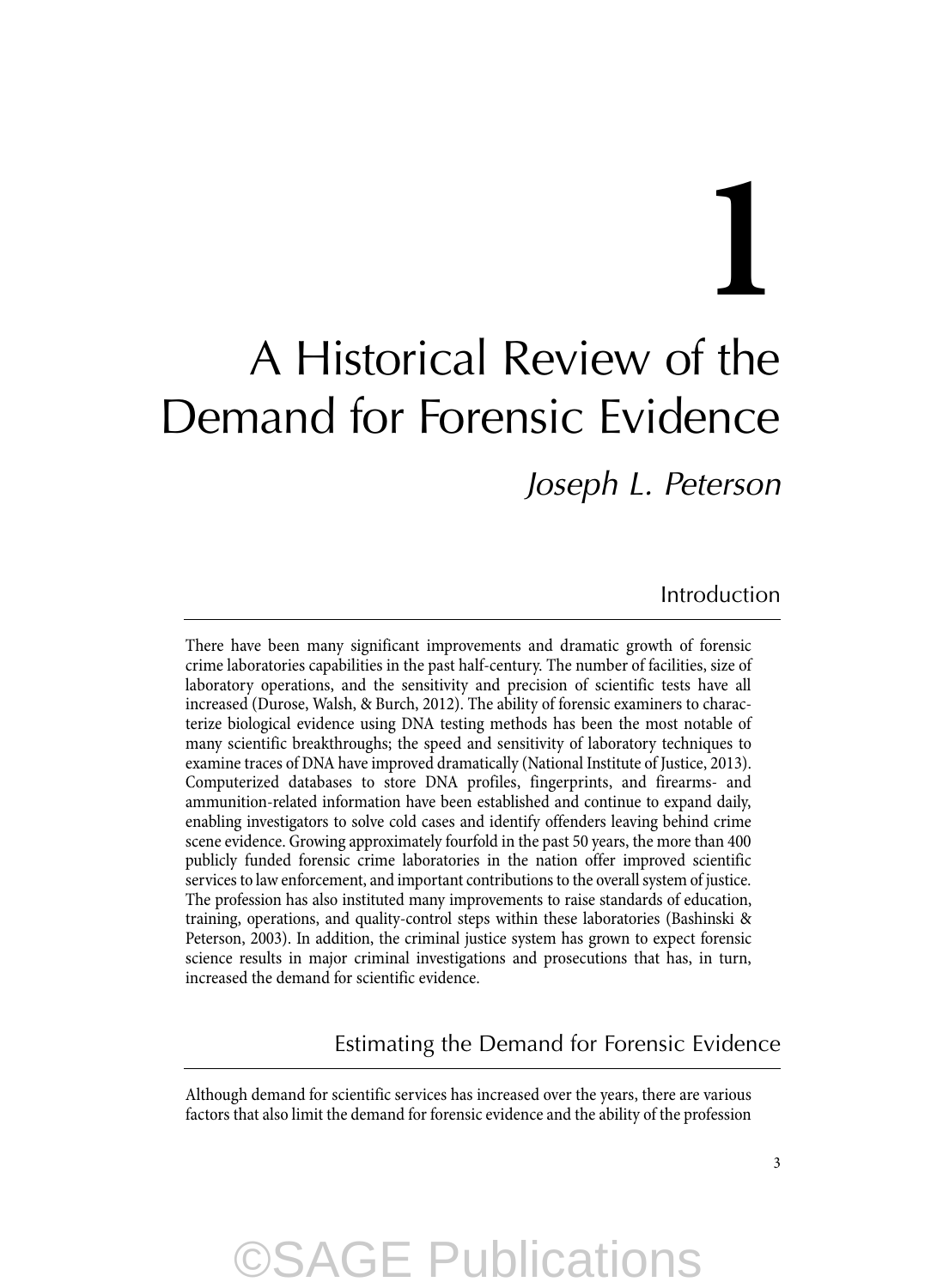# 1

# A Historical Review of the Demand for Forensic Evidence

*Joseph L. Peterson*

## Introduction

There have been many significant improvements and dramatic growth of forensic crime laboratories capabilities in the past half-century. The number of facilities, size of laboratory operations, and the sensitivity and precision of scientific tests have all increased (Durose, Walsh, & Burch, 2012). The ability of forensic examiners to characterize biological evidence using DNA testing methods has been the most notable of many scientific breakthroughs; the speed and sensitivity of laboratory techniques to examine traces of DNA have improved dramatically (National Institute of Justice, 2013). Computerized databases to store DNA profiles, fingerprints, and firearms- and ammunition-related information have been established and continue to expand daily, enabling investigators to solve cold cases and identify offenders leaving behind crime scene evidence. Growing approximately fourfold in the past 50 years, the more than 400 publicly funded forensic crime laboratories in the nation offer improved scientific services to law enforcement, and important contributions to the overall system of justice. The profession has also instituted many improvements to raise standards of education, training, operations, and quality-control steps within these laboratories (Bashinski & Peterson, 2003). In addition, the criminal justice system has grown to expect forensic science results in major criminal investigations and prosecutions that has, in turn, increased the demand for scientific evidence.

## Estimating the Demand for Forensic Evidence

Although demand for scientific services has increased over the years, there are various factors that also limit the demand for forensic evidence and the ability of the profession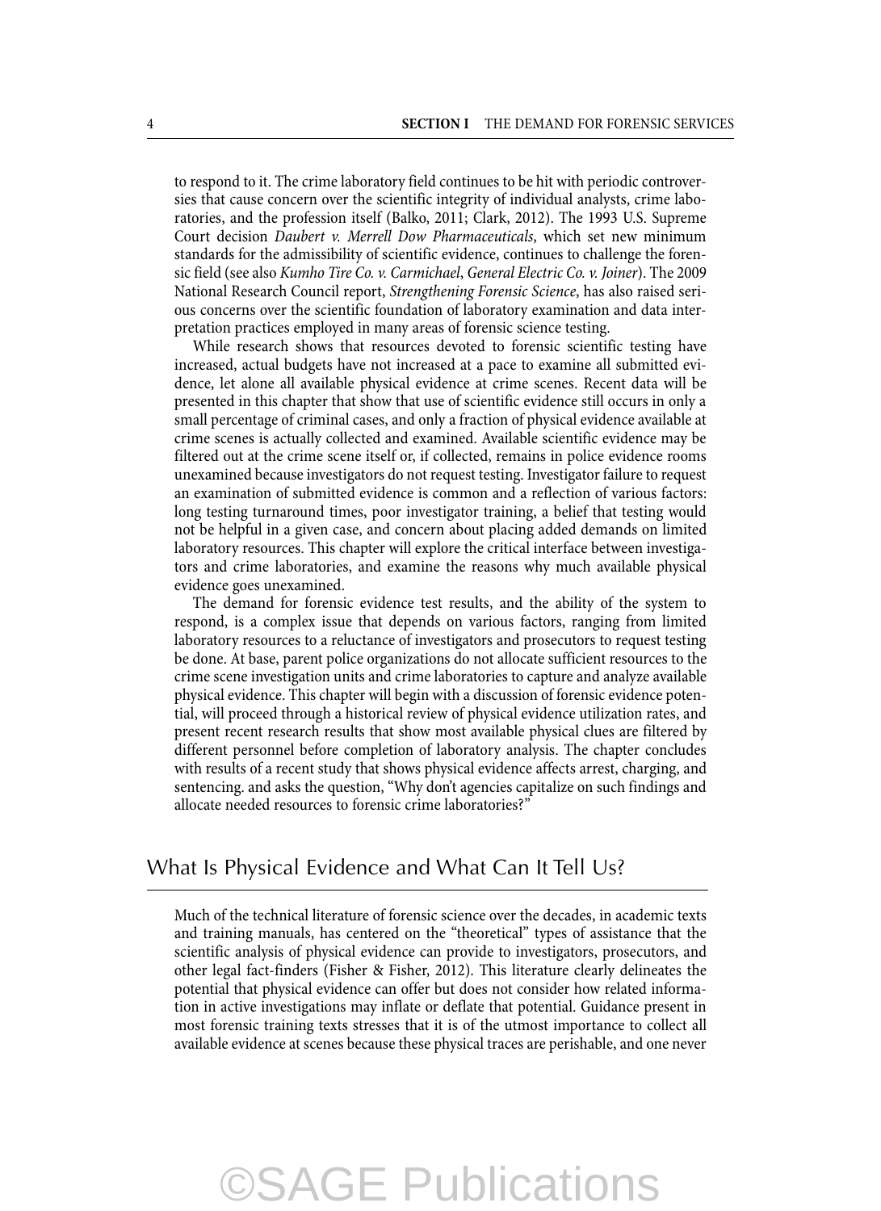to respond to it. The crime laboratory field continues to be hit with periodic controversies that cause concern over the scientific integrity of individual analysts, crime laboratories, and the profession itself (Balko, 2011; Clark, 2012). The 1993 U.S. Supreme Court decision *Daubert v. Merrell Dow Pharmaceuticals*, which set new minimum standards for the admissibility of scientific evidence, continues to challenge the forensic field (see also *Kumho Tire Co. v. Carmichael*, *General Electric Co. v. Joiner*). The 2009 National Research Council report, *Strengthening Forensic Science*, has also raised serious concerns over the scientific foundation of laboratory examination and data interpretation practices employed in many areas of forensic science testing.

While research shows that resources devoted to forensic scientific testing have increased, actual budgets have not increased at a pace to examine all submitted evidence, let alone all available physical evidence at crime scenes. Recent data will be presented in this chapter that show that use of scientific evidence still occurs in only a small percentage of criminal cases, and only a fraction of physical evidence available at crime scenes is actually collected and examined. Available scientific evidence may be filtered out at the crime scene itself or, if collected, remains in police evidence rooms unexamined because investigators do not request testing. Investigator failure to request an examination of submitted evidence is common and a reflection of various factors: long testing turnaround times, poor investigator training, a belief that testing would not be helpful in a given case, and concern about placing added demands on limited laboratory resources. This chapter will explore the critical interface between investigators and crime laboratories, and examine the reasons why much available physical evidence goes unexamined.

The demand for forensic evidence test results, and the ability of the system to respond, is a complex issue that depends on various factors, ranging from limited laboratory resources to a reluctance of investigators and prosecutors to request testing be done. At base, parent police organizations do not allocate sufficient resources to the crime scene investigation units and crime laboratories to capture and analyze available physical evidence. This chapter will begin with a discussion of forensic evidence potential, will proceed through a historical review of physical evidence utilization rates, and present recent research results that show most available physical clues are filtered by different personnel before completion of laboratory analysis. The chapter concludes with results of a recent study that shows physical evidence affects arrest, charging, and sentencing. and asks the question, "Why don't agencies capitalize on such findings and allocate needed resources to forensic crime laboratories?"

## What Is Physical Evidence and What Can It Tell Us?

Much of the technical literature of forensic science over the decades, in academic texts and training manuals, has centered on the "theoretical" types of assistance that the scientific analysis of physical evidence can provide to investigators, prosecutors, and other legal fact-finders (Fisher & Fisher, 2012). This literature clearly delineates the potential that physical evidence can offer but does not consider how related information in active investigations may inflate or deflate that potential. Guidance present in most forensic training texts stresses that it is of the utmost importance to collect all available evidence at scenes because these physical traces are perishable, and one never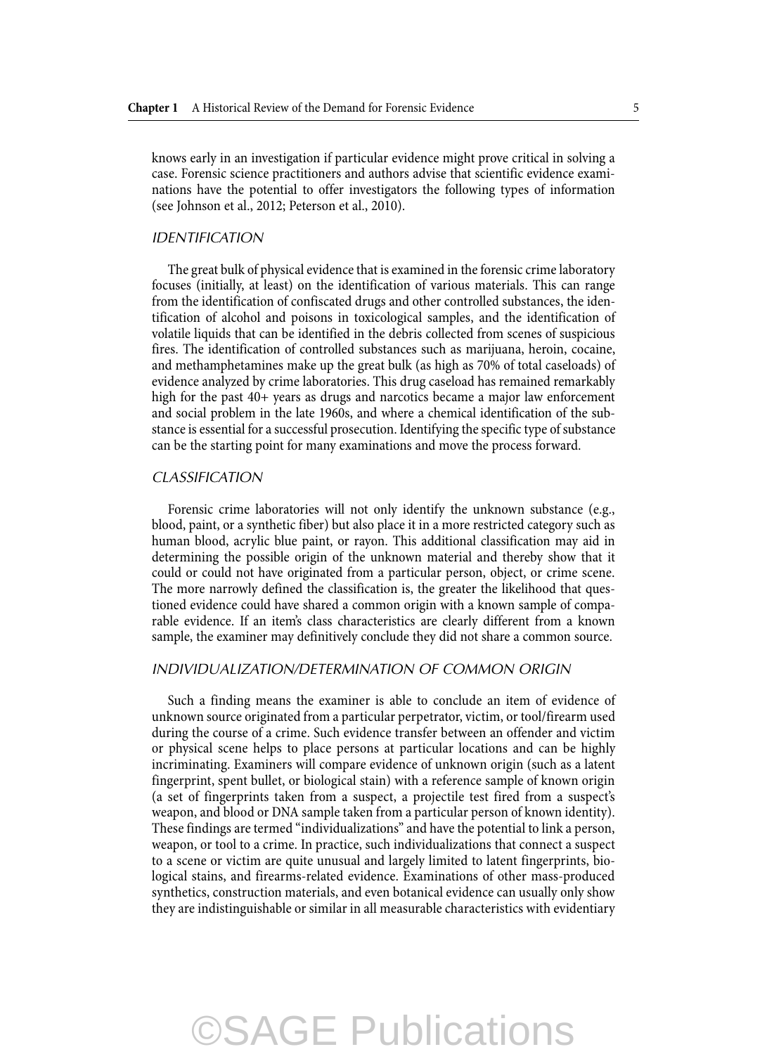knows early in an investigation if particular evidence might prove critical in solving a case. Forensic science practitioners and authors advise that scientific evidence examinations have the potential to offer investigators the following types of information (see Johnson et al., 2012; Peterson et al., 2010).

### *IDENTIFICATION*

The great bulk of physical evidence that is examined in the forensic crime laboratory focuses (initially, at least) on the identification of various materials. This can range from the identification of confiscated drugs and other controlled substances, the identification of alcohol and poisons in toxicological samples, and the identification of volatile liquids that can be identified in the debris collected from scenes of suspicious fires. The identification of controlled substances such as marijuana, heroin, cocaine, and methamphetamines make up the great bulk (as high as 70% of total caseloads) of evidence analyzed by crime laboratories. This drug caseload has remained remarkably high for the past 40+ years as drugs and narcotics became a major law enforcement and social problem in the late 1960s, and where a chemical identification of the substance is essential for a successful prosecution. Identifying the specific type of substance can be the starting point for many examinations and move the process forward.

### *CLASSIFICATION*

Forensic crime laboratories will not only identify the unknown substance (e.g., blood, paint, or a synthetic fiber) but also place it in a more restricted category such as human blood, acrylic blue paint, or rayon. This additional classification may aid in determining the possible origin of the unknown material and thereby show that it could or could not have originated from a particular person, object, or crime scene. The more narrowly defined the classification is, the greater the likelihood that questioned evidence could have shared a common origin with a known sample of comparable evidence. If an item's class characteristics are clearly different from a known sample, the examiner may definitively conclude they did not share a common source.

### *INDIVIDUALIZATION/DETERMINATION OF COMMON ORIGIN*

Such a finding means the examiner is able to conclude an item of evidence of unknown source originated from a particular perpetrator, victim, or tool/firearm used during the course of a crime. Such evidence transfer between an offender and victim or physical scene helps to place persons at particular locations and can be highly incriminating. Examiners will compare evidence of unknown origin (such as a latent fingerprint, spent bullet, or biological stain) with a reference sample of known origin (a set of fingerprints taken from a suspect, a projectile test fired from a suspect's weapon, and blood or DNA sample taken from a particular person of known identity). These findings are termed "individualizations" and have the potential to link a person, weapon, or tool to a crime. In practice, such individualizations that connect a suspect to a scene or victim are quite unusual and largely limited to latent fingerprints, biological stains, and firearms-related evidence. Examinations of other mass-produced synthetics, construction materials, and even botanical evidence can usually only show they are indistinguishable or similar in all measurable characteristics with evidentiary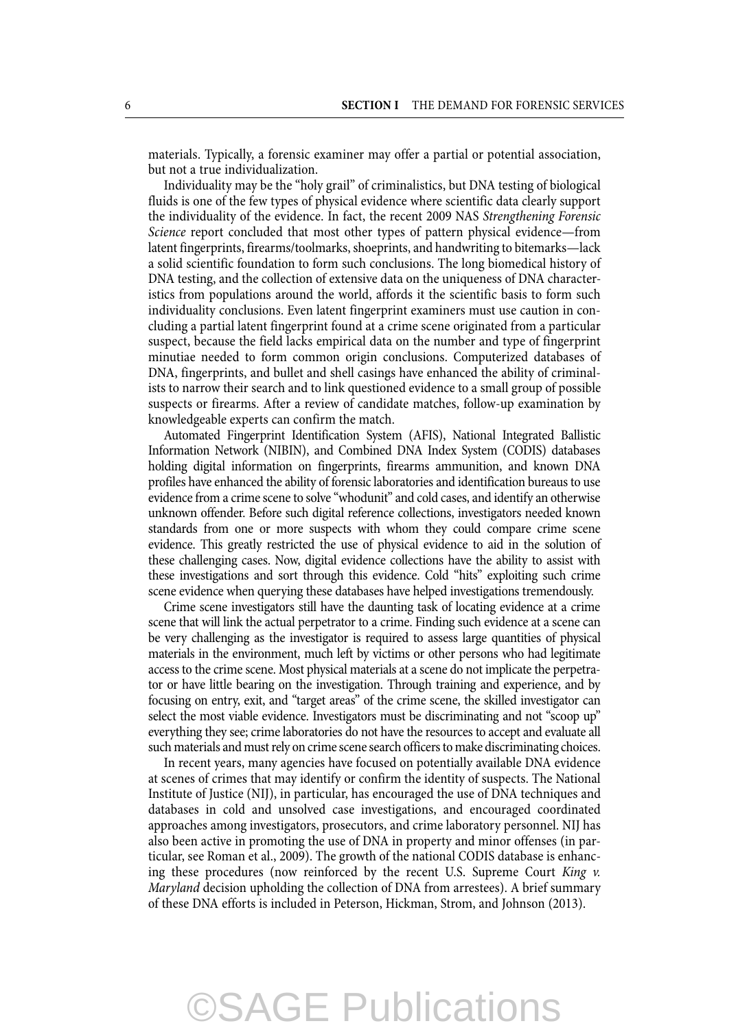materials. Typically, a forensic examiner may offer a partial or potential association, but not a true individualization.

Individuality may be the "holy grail" of criminalistics, but DNA testing of biological fluids is one of the few types of physical evidence where scientific data clearly support the individuality of the evidence. In fact, the recent 2009 NAS *Strengthening Forensic Science* report concluded that most other types of pattern physical evidence—from latent fingerprints, firearms/toolmarks, shoeprints, and handwriting to bitemarks—lack a solid scientific foundation to form such conclusions. The long biomedical history of DNA testing, and the collection of extensive data on the uniqueness of DNA characteristics from populations around the world, affords it the scientific basis to form such individuality conclusions. Even latent fingerprint examiners must use caution in concluding a partial latent fingerprint found at a crime scene originated from a particular suspect, because the field lacks empirical data on the number and type of fingerprint minutiae needed to form common origin conclusions. Computerized databases of DNA, fingerprints, and bullet and shell casings have enhanced the ability of criminalists to narrow their search and to link questioned evidence to a small group of possible suspects or firearms. After a review of candidate matches, follow-up examination by knowledgeable experts can confirm the match.

Automated Fingerprint Identification System (AFIS), National Integrated Ballistic Information Network (NIBIN), and Combined DNA Index System (CODIS) databases holding digital information on fingerprints, firearms ammunition, and known DNA profiles have enhanced the ability of forensic laboratories and identification bureaus to use evidence from a crime scene to solve "whodunit" and cold cases, and identify an otherwise unknown offender. Before such digital reference collections, investigators needed known standards from one or more suspects with whom they could compare crime scene evidence. This greatly restricted the use of physical evidence to aid in the solution of these challenging cases. Now, digital evidence collections have the ability to assist with these investigations and sort through this evidence. Cold "hits" exploiting such crime scene evidence when querying these databases have helped investigations tremendously.

Crime scene investigators still have the daunting task of locating evidence at a crime scene that will link the actual perpetrator to a crime. Finding such evidence at a scene can be very challenging as the investigator is required to assess large quantities of physical materials in the environment, much left by victims or other persons who had legitimate access to the crime scene. Most physical materials at a scene do not implicate the perpetrator or have little bearing on the investigation. Through training and experience, and by focusing on entry, exit, and "target areas" of the crime scene, the skilled investigator can select the most viable evidence. Investigators must be discriminating and not "scoop up" everything they see; crime laboratories do not have the resources to accept and evaluate all such materials and must rely on crime scene search officers to make discriminating choices.

In recent years, many agencies have focused on potentially available DNA evidence at scenes of crimes that may identify or confirm the identity of suspects. The National Institute of Justice (NIJ), in particular, has encouraged the use of DNA techniques and databases in cold and unsolved case investigations, and encouraged coordinated approaches among investigators, prosecutors, and crime laboratory personnel. NIJ has also been active in promoting the use of DNA in property and minor offenses (in particular, see Roman et al., 2009). The growth of the national CODIS database is enhancing these procedures (now reinforced by the recent U.S. Supreme Court *King v. Maryland* decision upholding the collection of DNA from arrestees). A brief summary of these DNA efforts is included in Peterson, Hickman, Strom, and Johnson (2013).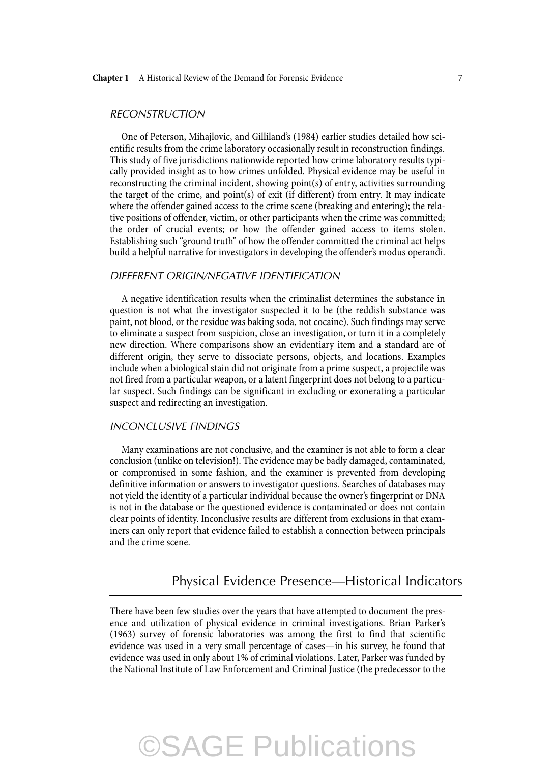### RECONSTRUCTION

One of Peterson, Mihajlovic, and Gilliland's (1984) earlier studies detailed how scientific results from the crime laboratory occasionally result in reconstruction findings. This study of five jurisdictions nationwide reported how crime laboratory results typically provided insight as to how crimes unfolded. Physical evidence may be useful in reconstructing the criminal incident, showing point(s) of entry, activities surrounding the target of the crime, and point(s) of exit (if different) from entry. It may indicate where the offender gained access to the crime scene (breaking and entering); the relative positions of offender, victim, or other participants when the crime was committed; the order of crucial events; or how the offender gained access to items stolen. Establishing such "ground truth" of how the offender committed the criminal act helps build a helpful narrative for investigators in developing the offender's modus operandi.

### DIFFERENT ORIGIN/NEGATIVE IDENTIFICATION

A negative identification results when the criminalist determines the substance in question is not what the investigator suspected it to be (the reddish substance was paint, not blood, or the residue was baking soda, not cocaine). Such findings may serve to eliminate a suspect from suspicion, close an investigation, or turn it in a completely new direction. Where comparisons show an evidentiary item and a standard are of different origin, they serve to dissociate persons, objects, and locations. Examples include when a biological stain did not originate from a prime suspect, a projectile was not fired from a particular weapon, or a latent fingerprint does not belong to a particular suspect. Such findings can be significant in excluding or exonerating a particular suspect and redirecting an investigation.

### INCONCLUSIVE FINDINGS

Many examinations are not conclusive, and the examiner is not able to form a clear conclusion (unlike on television!). The evidence may be badly damaged, contaminated, or compromised in some fashion, and the examiner is prevented from developing definitive information or answers to investigator questions. Searches of databases may not yield the identity of a particular individual because the owner's fingerprint or DNA is not in the database or the questioned evidence is contaminated or does not contain clear points of identity. Inconclusive results are different from exclusions in that examiners can only report that evidence failed to establish a connection between principals and the crime scene.

## Physical Evidence Presence—Historical Indicators

There have been few studies over the years that have attempted to document the presence and utilization of physical evidence in criminal investigations. Brian Parker's (1963) survey of forensic laboratories was among the first to find that scientific evidence was used in a very small percentage of cases—in his survey, he found that evidence was used in only about 1% of criminal violations. Later, Parker was funded by the National Institute of Law Enforcement and Criminal Justice (the predecessor to the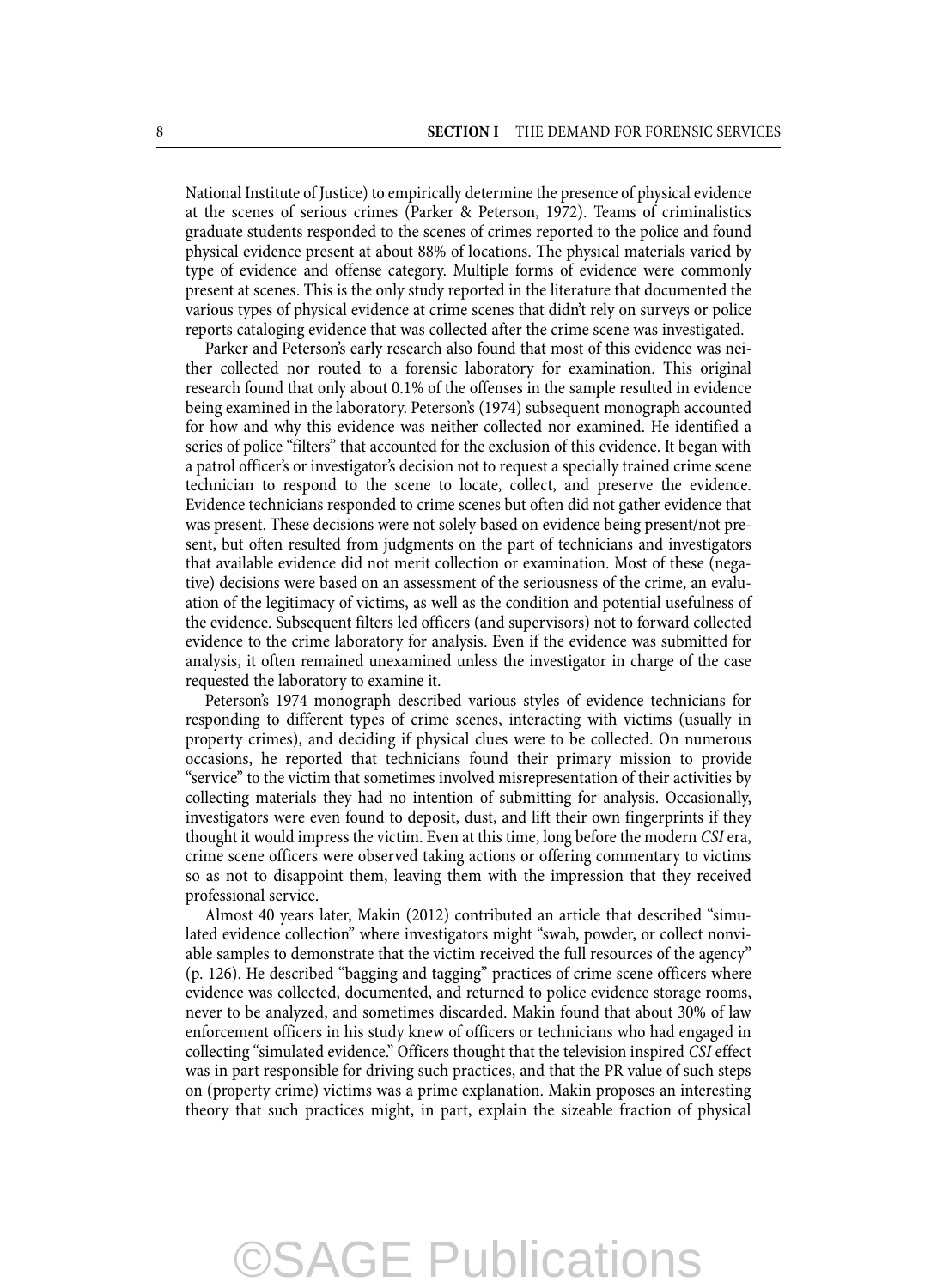National Institute of Justice) to empirically determine the presence of physical evidence at the scenes of serious crimes (Parker & Peterson, 1972). Teams of criminalistics graduate students responded to the scenes of crimes reported to the police and found physical evidence present at about 88% of locations. The physical materials varied by type of evidence and offense category. Multiple forms of evidence were commonly present at scenes. This is the only study reported in the literature that documented the various types of physical evidence at crime scenes that didn't rely on surveys or police reports cataloging evidence that was collected after the crime scene was investigated.

Parker and Peterson's early research also found that most of this evidence was neither collected nor routed to a forensic laboratory for examination. This original research found that only about 0.1% of the offenses in the sample resulted in evidence being examined in the laboratory. Peterson's (1974) subsequent monograph accounted for how and why this evidence was neither collected nor examined. He identified a series of police "filters" that accounted for the exclusion of this evidence. It began with a patrol officer's or investigator's decision not to request a specially trained crime scene technician to respond to the scene to locate, collect, and preserve the evidence. Evidence technicians responded to crime scenes but often did not gather evidence that was present. These decisions were not solely based on evidence being present/not present, but often resulted from judgments on the part of technicians and investigators that available evidence did not merit collection or examination. Most of these (negative) decisions were based on an assessment of the seriousness of the crime, an evaluation of the legitimacy of victims, as well as the condition and potential usefulness of the evidence. Subsequent filters led officers (and supervisors) not to forward collected evidence to the crime laboratory for analysis. Even if the evidence was submitted for analysis, it often remained unexamined unless the investigator in charge of the case requested the laboratory to examine it.

Peterson's 1974 monograph described various styles of evidence technicians for responding to different types of crime scenes, interacting with victims (usually in property crimes), and deciding if physical clues were to be collected. On numerous occasions, he reported that technicians found their primary mission to provide "service" to the victim that sometimes involved misrepresentation of their activities by collecting materials they had no intention of submitting for analysis. Occasionally, investigators were even found to deposit, dust, and lift their own fingerprints if they thought it would impress the victim. Even at this time, long before the modern *CSI* era, crime scene officers were observed taking actions or offering commentary to victims so as not to disappoint them, leaving them with the impression that they received professional service.

Almost 40 years later, Makin (2012) contributed an article that described "simulated evidence collection" where investigators might "swab, powder, or collect nonviable samples to demonstrate that the victim received the full resources of the agency" (p. 126). He described "bagging and tagging" practices of crime scene officers where evidence was collected, documented, and returned to police evidence storage rooms, never to be analyzed, and sometimes discarded. Makin found that about 30% of law enforcement officers in his study knew of officers or technicians who had engaged in collecting "simulated evidence." Officers thought that the television inspired *CSI* effect was in part responsible for driving such practices, and that the PR value of such steps on (property crime) victims was a prime explanation. Makin proposes an interesting theory that such practices might, in part, explain the sizeable fraction of physical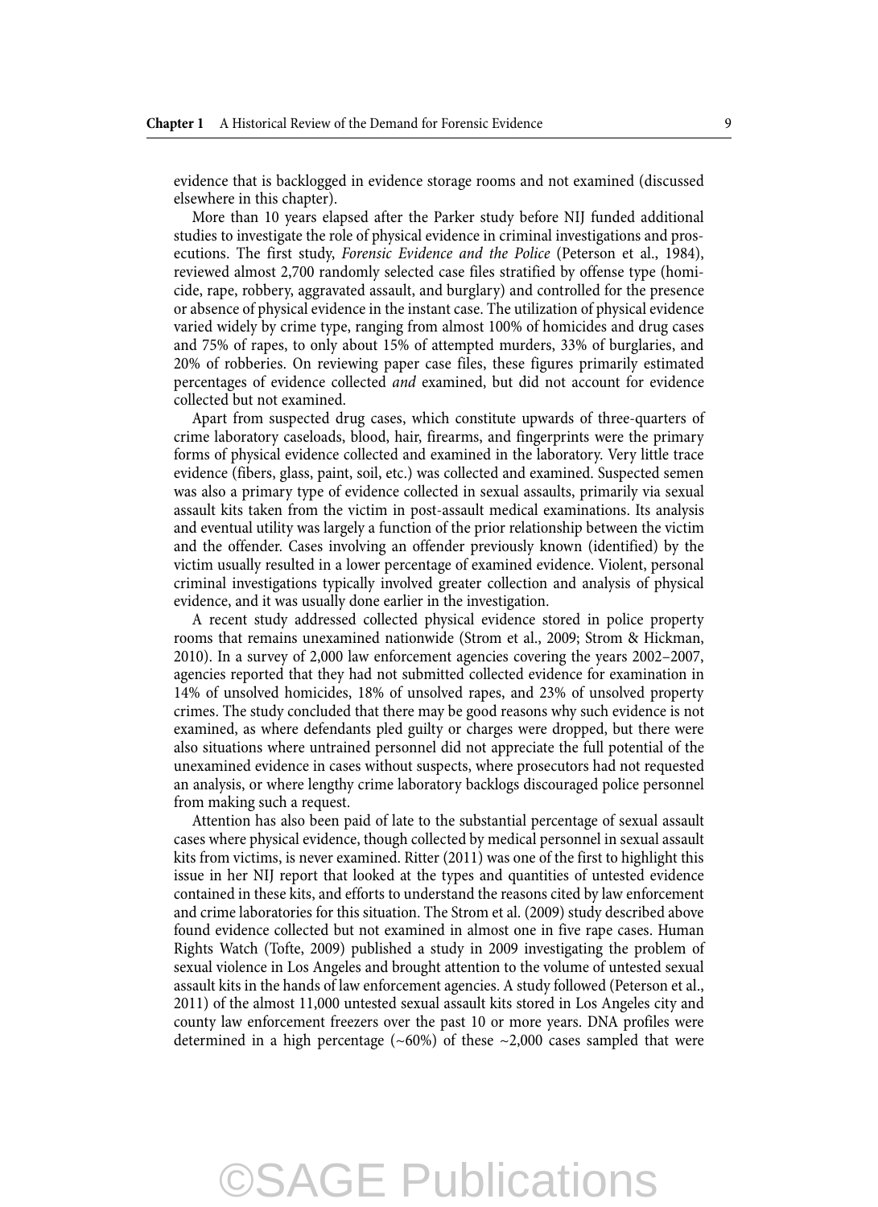evidence that is backlogged in evidence storage rooms and not examined (discussed elsewhere in this chapter).

More than 10 years elapsed after the Parker study before NIJ funded additional studies to investigate the role of physical evidence in criminal investigations and prosecutions. The first study, *Forensic Evidence and the Police* (Peterson et al., 1984), reviewed almost 2,700 randomly selected case files stratified by offense type (homicide, rape, robbery, aggravated assault, and burglary) and controlled for the presence or absence of physical evidence in the instant case. The utilization of physical evidence varied widely by crime type, ranging from almost 100% of homicides and drug cases and 75% of rapes, to only about 15% of attempted murders, 33% of burglaries, and 20% of robberies. On reviewing paper case files, these figures primarily estimated percentages of evidence collected *and* examined, but did not account for evidence collected but not examined.

Apart from suspected drug cases, which constitute upwards of three-quarters of crime laboratory caseloads, blood, hair, firearms, and fingerprints were the primary forms of physical evidence collected and examined in the laboratory. Very little trace evidence (fibers, glass, paint, soil, etc.) was collected and examined. Suspected semen was also a primary type of evidence collected in sexual assaults, primarily via sexual assault kits taken from the victim in post-assault medical examinations. Its analysis and eventual utility was largely a function of the prior relationship between the victim and the offender. Cases involving an offender previously known (identified) by the victim usually resulted in a lower percentage of examined evidence. Violent, personal criminal investigations typically involved greater collection and analysis of physical evidence, and it was usually done earlier in the investigation.

A recent study addressed collected physical evidence stored in police property rooms that remains unexamined nationwide (Strom et al., 2009; Strom & Hickman, 2010). In a survey of 2,000 law enforcement agencies covering the years 2002–2007, agencies reported that they had not submitted collected evidence for examination in 14% of unsolved homicides, 18% of unsolved rapes, and 23% of unsolved property crimes. The study concluded that there may be good reasons why such evidence is not examined, as where defendants pled guilty or charges were dropped, but there were also situations where untrained personnel did not appreciate the full potential of the unexamined evidence in cases without suspects, where prosecutors had not requested an analysis, or where lengthy crime laboratory backlogs discouraged police personnel from making such a request.

Attention has also been paid of late to the substantial percentage of sexual assault cases where physical evidence, though collected by medical personnel in sexual assault kits from victims, is never examined. Ritter (2011) was one of the first to highlight this issue in her NIJ report that looked at the types and quantities of untested evidence contained in these kits, and efforts to understand the reasons cited by law enforcement and crime laboratories for this situation. The Strom et al. (2009) study described above found evidence collected but not examined in almost one in five rape cases. Human Rights Watch (Tofte, 2009) published a study in 2009 investigating the problem of sexual violence in Los Angeles and brought attention to the volume of untested sexual assault kits in the hands of law enforcement agencies. A study followed (Peterson et al., 2011) of the almost 11,000 untested sexual assault kits stored in Los Angeles city and county law enforcement freezers over the past 10 or more years. DNA profiles were determined in a high percentage (~60%) of these ~2,000 cases sampled that were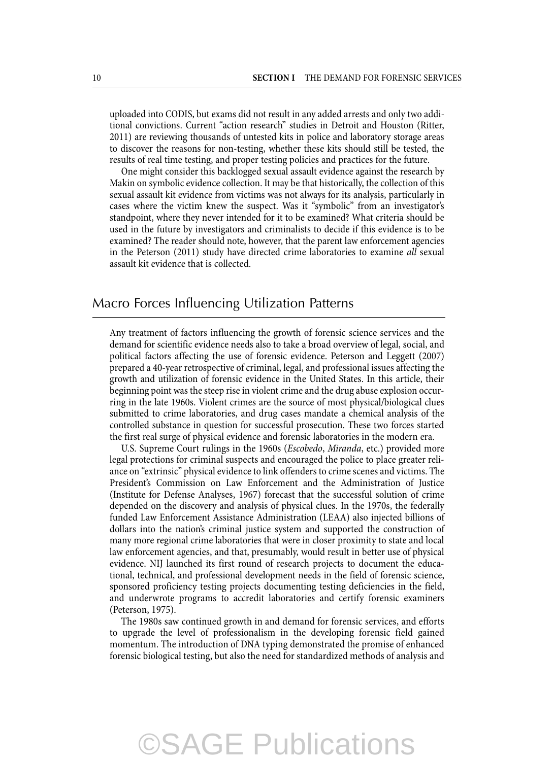uploaded into CODIS, but exams did not result in any added arrests and only two additional convictions. Current "action research" studies in Detroit and Houston (Ritter, 2011) are reviewing thousands of untested kits in police and laboratory storage areas to discover the reasons for non-testing, whether these kits should still be tested, the results of real time testing, and proper testing policies and practices for the future.

One might consider this backlogged sexual assault evidence against the research by Makin on symbolic evidence collection. It may be that historically, the collection of this sexual assault kit evidence from victims was not always for its analysis, particularly in cases where the victim knew the suspect. Was it "symbolic" from an investigator's standpoint, where they never intended for it to be examined? What criteria should be used in the future by investigators and criminalists to decide if this evidence is to be examined? The reader should note, however, that the parent law enforcement agencies in the Peterson (2011) study have directed crime laboratories to examine *all* sexual assault kit evidence that is collected.

## Macro Forces Influencing Utilization Patterns

Any treatment of factors influencing the growth of forensic science services and the demand for scientific evidence needs also to take a broad overview of legal, social, and political factors affecting the use of forensic evidence. Peterson and Leggett (2007) prepared a 40-year retrospective of criminal, legal, and professional issues affecting the growth and utilization of forensic evidence in the United States. In this article, their beginning point was the steep rise in violent crime and the drug abuse explosion occurring in the late 1960s. Violent crimes are the source of most physical/biological clues submitted to crime laboratories, and drug cases mandate a chemical analysis of the controlled substance in question for successful prosecution. These two forces started the first real surge of physical evidence and forensic laboratories in the modern era.

U.S. Supreme Court rulings in the 1960s (*Escobedo*, *Miranda*, etc.) provided more legal protections for criminal suspects and encouraged the police to place greater reliance on "extrinsic" physical evidence to link offenders to crime scenes and victims. The President's Commission on Law Enforcement and the Administration of Justice (Institute for Defense Analyses, 1967) forecast that the successful solution of crime depended on the discovery and analysis of physical clues. In the 1970s, the federally funded Law Enforcement Assistance Administration (LEAA) also injected billions of dollars into the nation's criminal justice system and supported the construction of many more regional crime laboratories that were in closer proximity to state and local law enforcement agencies, and that, presumably, would result in better use of physical evidence. NIJ launched its first round of research projects to document the educational, technical, and professional development needs in the field of forensic science, sponsored proficiency testing projects documenting testing deficiencies in the field, and underwrote programs to accredit laboratories and certify forensic examiners (Peterson, 1975).

The 1980s saw continued growth in and demand for forensic services, and efforts to upgrade the level of professionalism in the developing forensic field gained momentum. The introduction of DNA typing demonstrated the promise of enhanced forensic biological testing, but also the need for standardized methods of analysis and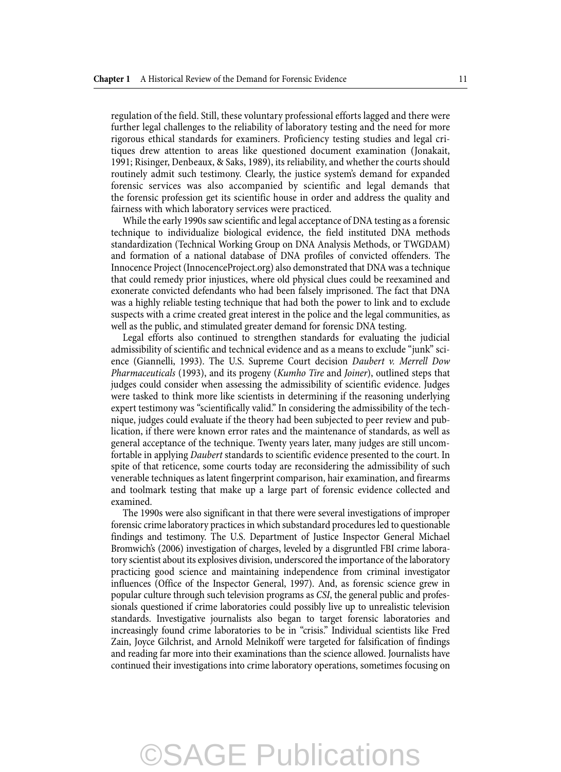regulation of the field. Still, these voluntary professional efforts lagged and there were further legal challenges to the reliability of laboratory testing and the need for more rigorous ethical standards for examiners. Proficiency testing studies and legal critiques drew attention to areas like questioned document examination (Jonakait, 1991; Risinger, Denbeaux, & Saks, 1989), its reliability, and whether the courts should routinely admit such testimony. Clearly, the justice system's demand for expanded forensic services was also accompanied by scientific and legal demands that the forensic profession get its scientific house in order and address the quality and fairness with which laboratory services were practiced.

While the early 1990s saw scientific and legal acceptance of DNA testing as a forensic technique to individualize biological evidence, the field instituted DNA methods standardization (Technical Working Group on DNA Analysis Methods, or TWGDAM) and formation of a national database of DNA profiles of convicted offenders. The Innocence Project (InnocenceProject.org) also demonstrated that DNA was a technique that could remedy prior injustices, where old physical clues could be reexamined and exonerate convicted defendants who had been falsely imprisoned. The fact that DNA was a highly reliable testing technique that had both the power to link and to exclude suspects with a crime created great interest in the police and the legal communities, as well as the public, and stimulated greater demand for forensic DNA testing.

Legal efforts also continued to strengthen standards for evaluating the judicial admissibility of scientific and technical evidence and as a means to exclude "junk" science (Giannelli, 1993). The U.S. Supreme Court decision *Daubert v. Merrell Dow Pharmaceuticals* (1993), and its progeny (*Kumho Tire* and *Joiner*), outlined steps that judges could consider when assessing the admissibility of scientific evidence. Judges were tasked to think more like scientists in determining if the reasoning underlying expert testimony was "scientifically valid." In considering the admissibility of the technique, judges could evaluate if the theory had been subjected to peer review and publication, if there were known error rates and the maintenance of standards, as well as general acceptance of the technique. Twenty years later, many judges are still uncomfortable in applying *Daubert* standards to scientific evidence presented to the court. In spite of that reticence, some courts today are reconsidering the admissibility of such venerable techniques as latent fingerprint comparison, hair examination, and firearms and toolmark testing that make up a large part of forensic evidence collected and examined.

The 1990s were also significant in that there were several investigations of improper forensic crime laboratory practices in which substandard procedures led to questionable findings and testimony. The U.S. Department of Justice Inspector General Michael Bromwich's (2006) investigation of charges, leveled by a disgruntled FBI crime laboratory scientist about its explosives division, underscored the importance of the laboratory practicing good science and maintaining independence from criminal investigator influences (Office of the Inspector General, 1997). And, as forensic science grew in popular culture through such television programs as *CSI*, the general public and professionals questioned if crime laboratories could possibly live up to unrealistic television standards. Investigative journalists also began to target forensic laboratories and increasingly found crime laboratories to be in "crisis." Individual scientists like Fred Zain, Joyce Gilchrist, and Arnold Melnikoff were targeted for falsification of findings and reading far more into their examinations than the science allowed. Journalists have continued their investigations into crime laboratory operations, sometimes focusing on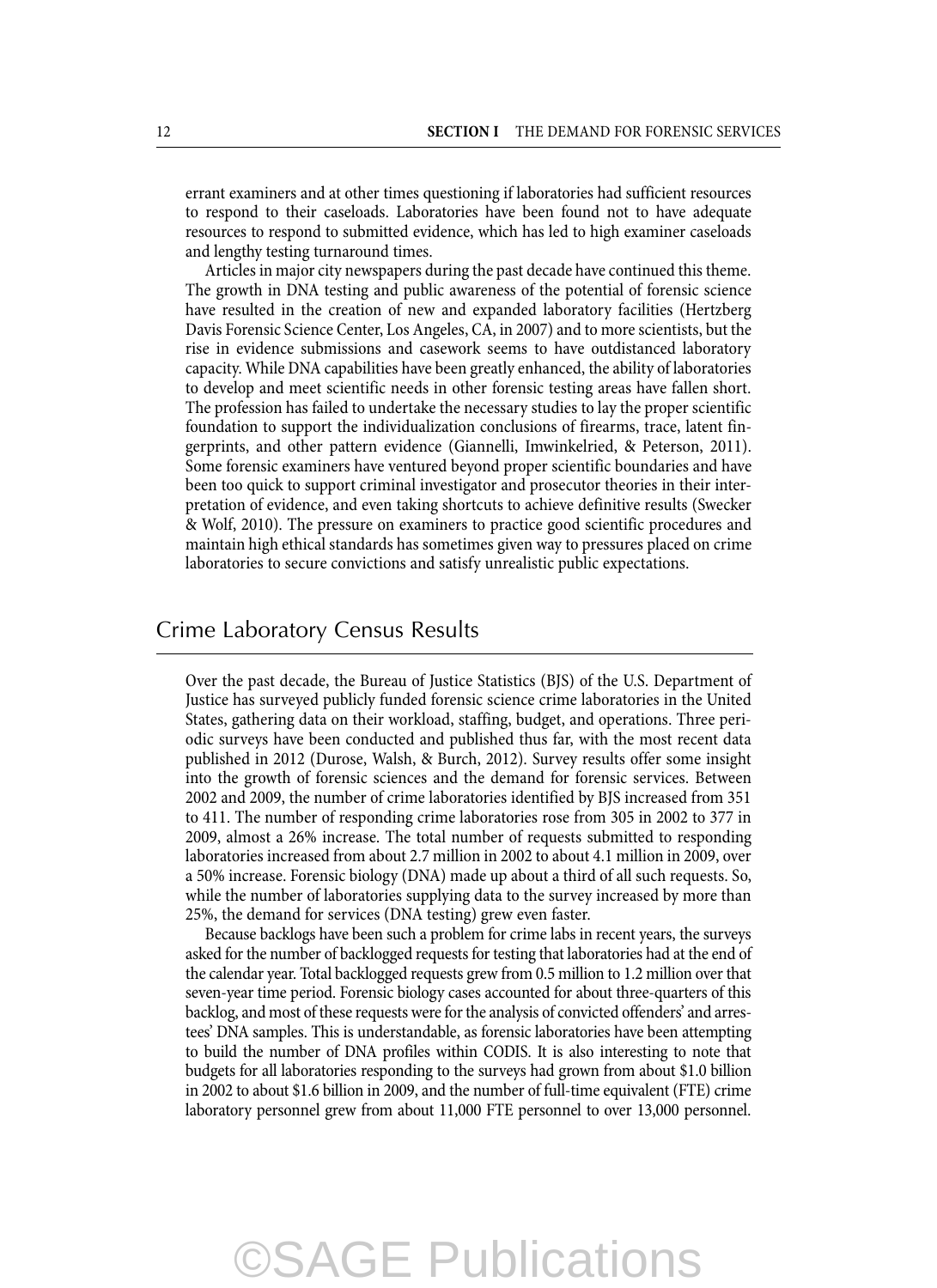errant examiners and at other times questioning if laboratories had sufficient resources to respond to their caseloads. Laboratories have been found not to have adequate resources to respond to submitted evidence, which has led to high examiner caseloads and lengthy testing turnaround times.

Articles in major city newspapers during the past decade have continued this theme. The growth in DNA testing and public awareness of the potential of forensic science have resulted in the creation of new and expanded laboratory facilities (Hertzberg Davis Forensic Science Center, Los Angeles, CA, in 2007) and to more scientists, but the rise in evidence submissions and casework seems to have outdistanced laboratory capacity. While DNA capabilities have been greatly enhanced, the ability of laboratories to develop and meet scientific needs in other forensic testing areas have fallen short. The profession has failed to undertake the necessary studies to lay the proper scientific foundation to support the individualization conclusions of firearms, trace, latent fingerprints, and other pattern evidence (Giannelli, Imwinkelried, & Peterson, 2011). Some forensic examiners have ventured beyond proper scientific boundaries and have been too quick to support criminal investigator and prosecutor theories in their interpretation of evidence, and even taking shortcuts to achieve definitive results (Swecker & Wolf, 2010). The pressure on examiners to practice good scientific procedures and maintain high ethical standards has sometimes given way to pressures placed on crime laboratories to secure convictions and satisfy unrealistic public expectations.

## Crime Laboratory Census Results

Over the past decade, the Bureau of Justice Statistics (BJS) of the U.S. Department of Justice has surveyed publicly funded forensic science crime laboratories in the United States, gathering data on their workload, staffing, budget, and operations. Three periodic surveys have been conducted and published thus far, with the most recent data published in 2012 (Durose, Walsh, & Burch, 2012). Survey results offer some insight into the growth of forensic sciences and the demand for forensic services. Between 2002 and 2009, the number of crime laboratories identified by BJS increased from 351 to 411. The number of responding crime laboratories rose from 305 in 2002 to 377 in 2009, almost a 26% increase. The total number of requests submitted to responding laboratories increased from about 2.7 million in 2002 to about 4.1 million in 2009, over a 50% increase. Forensic biology (DNA) made up about a third of all such requests. So, while the number of laboratories supplying data to the survey increased by more than 25%, the demand for services (DNA testing) grew even faster.

Because backlogs have been such a problem for crime labs in recent years, the surveys asked for the number of backlogged requests for testing that laboratories had at the end of the calendar year. Total backlogged requests grew from 0.5 million to 1.2 million over that seven-year time period. Forensic biology cases accounted for about three-quarters of this backlog, and most of these requests were for the analysis of convicted offenders' and arrestees' DNA samples. This is understandable, as forensic laboratories have been attempting to build the number of DNA profiles within CODIS. It is also interesting to note that budgets for all laboratories responding to the surveys had grown from about $1.0 billion in 2002 to about $1.6 billion in 2009, and the number of full-time equivalent (FTE) crime laboratory personnel grew from about 11,000 FTE personnel to over 13,000 personnel.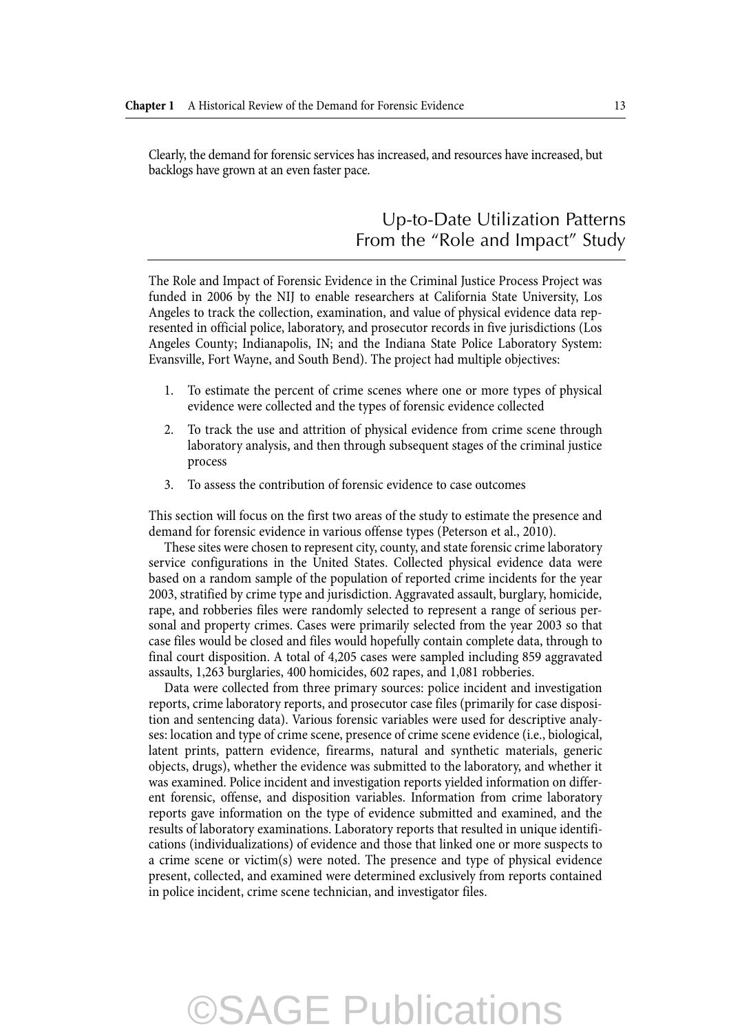Clearly, the demand for forensic services has increased, and resources have increased, but backlogs have grown at an even faster pace.

## Up-to-Date Utilization Patterns From the "Role and Impact" Study

The Role and Impact of Forensic Evidence in the Criminal Justice Process Project was funded in 2006 by the NIJ to enable researchers at California State University, Los Angeles to track the collection, examination, and value of physical evidence data represented in official police, laboratory, and prosecutor records in five jurisdictions (Los Angeles County; Indianapolis, IN; and the Indiana State Police Laboratory System: Evansville, Fort Wayne, and South Bend). The project had multiple objectives:

1. To estimate the percent of crime scenes where one or more types of physical evidence were collected and the types of forensic evidence collected
2. To track the use and attrition of physical evidence from crime scene through laboratory analysis, and then through subsequent stages of the criminal justice process
3. To assess the contribution of forensic evidence to case outcomes

This section will focus on the first two areas of the study to estimate the presence and demand for forensic evidence in various offense types (Peterson et al., 2010).

These sites were chosen to represent city, county, and state forensic crime laboratory service configurations in the United States. Collected physical evidence data were based on a random sample of the population of reported crime incidents for the year 2003, stratified by crime type and jurisdiction. Aggravated assault, burglary, homicide, rape, and robberies files were randomly selected to represent a range of serious personal and property crimes. Cases were primarily selected from the year 2003 so that case files would be closed and files would hopefully contain complete data, through to final court disposition. A total of 4,205 cases were sampled including 859 aggravated assaults, 1,263 burglaries, 400 homicides, 602 rapes, and 1,081 robberies.

Data were collected from three primary sources: police incident and investigation reports, crime laboratory reports, and prosecutor case files (primarily for case disposition and sentencing data). Various forensic variables were used for descriptive analyses: location and type of crime scene, presence of crime scene evidence (i.e., biological, latent prints, pattern evidence, firearms, natural and synthetic materials, generic objects, drugs), whether the evidence was submitted to the laboratory, and whether it was examined. Police incident and investigation reports yielded information on different forensic, offense, and disposition variables. Information from crime laboratory reports gave information on the type of evidence submitted and examined, and the results of laboratory examinations. Laboratory reports that resulted in unique identifications (individualizations) of evidence and those that linked one or more suspects to a crime scene or victim(s) were noted. The presence and type of physical evidence present, collected, and examined were determined exclusively from reports contained in police incident, crime scene technician, and investigator files.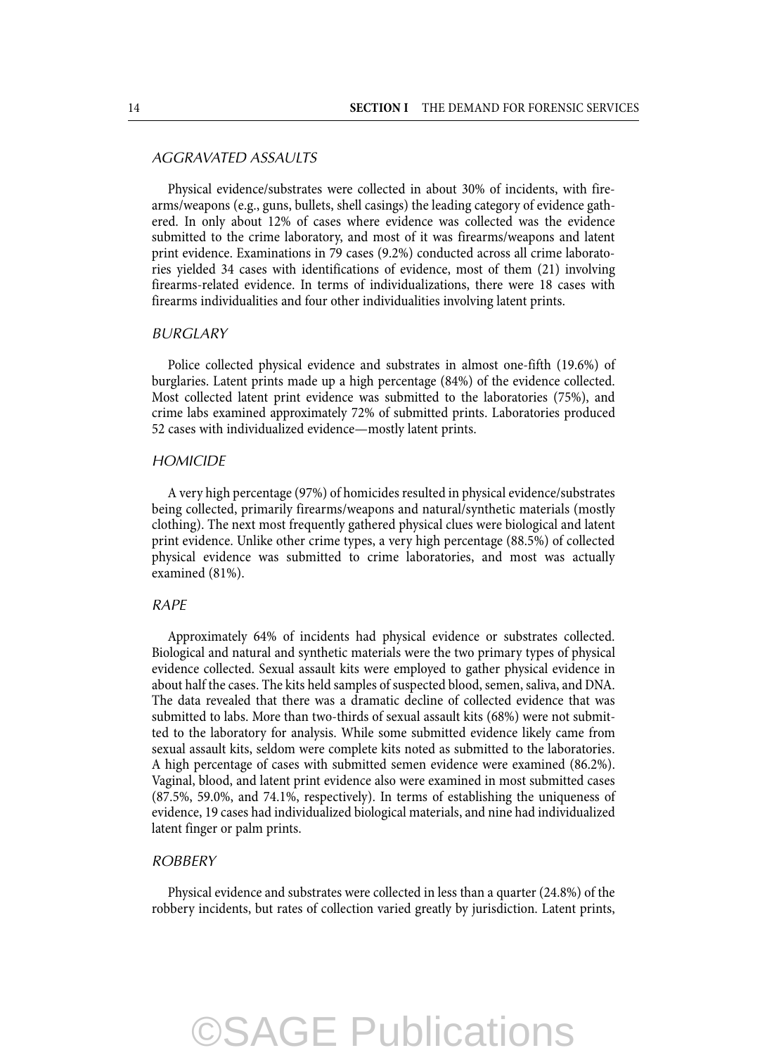### AGGRAVATED ASSAULTS

Physical evidence/substrates were collected in about 30% of incidents, with firearms/weapons (e.g., guns, bullets, shell casings) the leading category of evidence gathered. In only about 12% of cases where evidence was collected was the evidence submitted to the crime laboratory, and most of it was firearms/weapons and latent print evidence. Examinations in 79 cases (9.2%) conducted across all crime laboratories yielded 34 cases with identifications of evidence, most of them (21) involving firearms-related evidence. In terms of individualizations, there were 18 cases with firearms individualities and four other individualities involving latent prints.

### BURGLARY

Police collected physical evidence and substrates in almost one-fifth (19.6%) of burglaries. Latent prints made up a high percentage (84%) of the evidence collected. Most collected latent print evidence was submitted to the laboratories (75%), and crime labs examined approximately 72% of submitted prints. Laboratories produced 52 cases with individualized evidence—mostly latent prints.

### HOMICIDE

A very high percentage (97%) of homicides resulted in physical evidence/substrates being collected, primarily firearms/weapons and natural/synthetic materials (mostly clothing). The next most frequently gathered physical clues were biological and latent print evidence. Unlike other crime types, a very high percentage (88.5%) of collected physical evidence was submitted to crime laboratories, and most was actually examined (81%).

### RAPE

Approximately 64% of incidents had physical evidence or substrates collected. Biological and natural and synthetic materials were the two primary types of physical evidence collected. Sexual assault kits were employed to gather physical evidence in about half the cases. The kits held samples of suspected blood, semen, saliva, and DNA. The data revealed that there was a dramatic decline of collected evidence that was submitted to labs. More than two-thirds of sexual assault kits (68%) were not submitted to the laboratory for analysis. While some submitted evidence likely came from sexual assault kits, seldom were complete kits noted as submitted to the laboratories. A high percentage of cases with submitted semen evidence were examined (86.2%). Vaginal, blood, and latent print evidence also were examined in most submitted cases (87.5%, 59.0%, and 74.1%, respectively). In terms of establishing the uniqueness of evidence, 19 cases had individualized biological materials, and nine had individualized latent finger or palm prints.

### ROBBERY

Physical evidence and substrates were collected in less than a quarter (24.8%) of the robbery incidents, but rates of collection varied greatly by jurisdiction. Latent prints,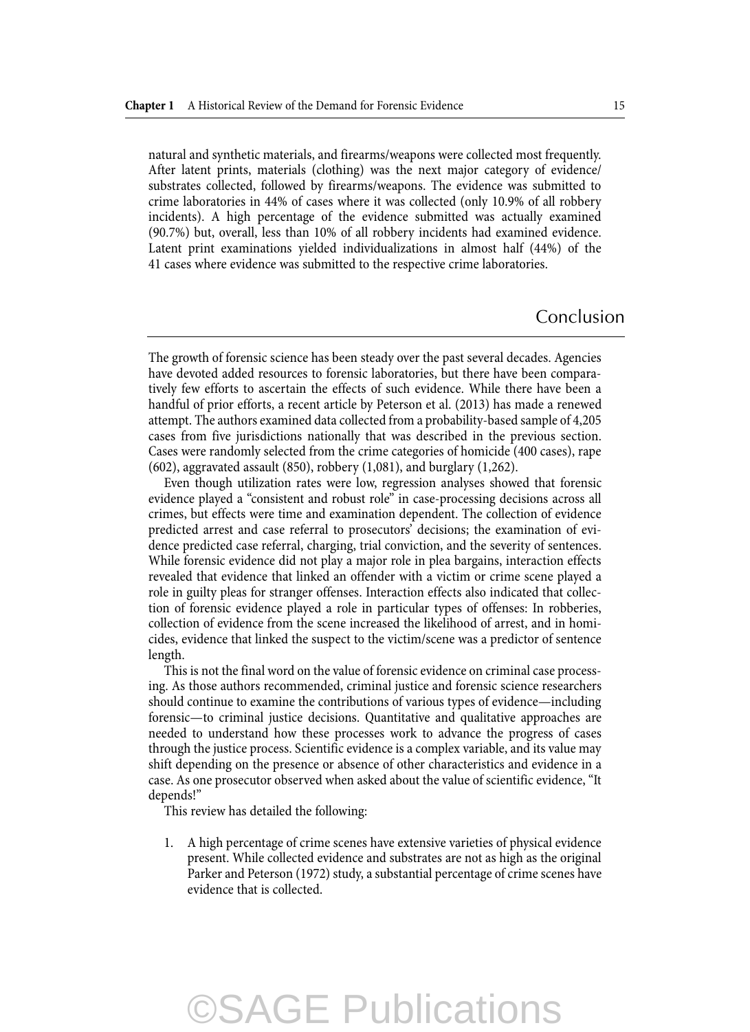natural and synthetic materials, and firearms/weapons were collected most frequently. After latent prints, materials (clothing) was the next major category of evidence/substrates collected, followed by firearms/weapons. The evidence was submitted to crime laboratories in 44% of cases where it was collected (only 10.9% of all robbery incidents). A high percentage of the evidence submitted was actually examined (90.7%) but, overall, less than 10% of all robbery incidents had examined evidence. Latent print examinations yielded individualizations in almost half (44%) of the 41 cases where evidence was submitted to the respective crime laboratories.

## Conclusion

The growth of forensic science has been steady over the past several decades. Agencies have devoted added resources to forensic laboratories, but there have been comparatively few efforts to ascertain the effects of such evidence. While there have been a handful of prior efforts, a recent article by Peterson et al. (2013) has made a renewed attempt. The authors examined data collected from a probability-based sample of 4,205 cases from five jurisdictions nationally that was described in the previous section. Cases were randomly selected from the crime categories of homicide (400 cases), rape (602), aggravated assault (850), robbery (1,081), and burglary (1,262).

Even though utilization rates were low, regression analyses showed that forensic evidence played a "consistent and robust role" in case-processing decisions across all crimes, but effects were time and examination dependent. The collection of evidence predicted arrest and case referral to prosecutors' decisions; the examination of evidence predicted case referral, charging, trial conviction, and the severity of sentences. While forensic evidence did not play a major role in plea bargains, interaction effects revealed that evidence that linked an offender with a victim or crime scene played a role in guilty pleas for stranger offenses. Interaction effects also indicated that collection of forensic evidence played a role in particular types of offenses: In robberies, collection of evidence from the scene increased the likelihood of arrest, and in homicides, evidence that linked the suspect to the victim/scene was a predictor of sentence length.

This is not the final word on the value of forensic evidence on criminal case processing. As those authors recommended, criminal justice and forensic science researchers should continue to examine the contributions of various types of evidence—including forensic—to criminal justice decisions. Quantitative and qualitative approaches are needed to understand how these processes work to advance the progress of cases through the justice process. Scientific evidence is a complex variable, and its value may shift depending on the presence or absence of other characteristics and evidence in a case. As one prosecutor observed when asked about the value of scientific evidence, "It depends!"

This review has detailed the following:

1. A high percentage of crime scenes have extensive varieties of physical evidence present. While collected evidence and substrates are not as high as the original Parker and Peterson (1972) study, a substantial percentage of crime scenes have evidence that is collected.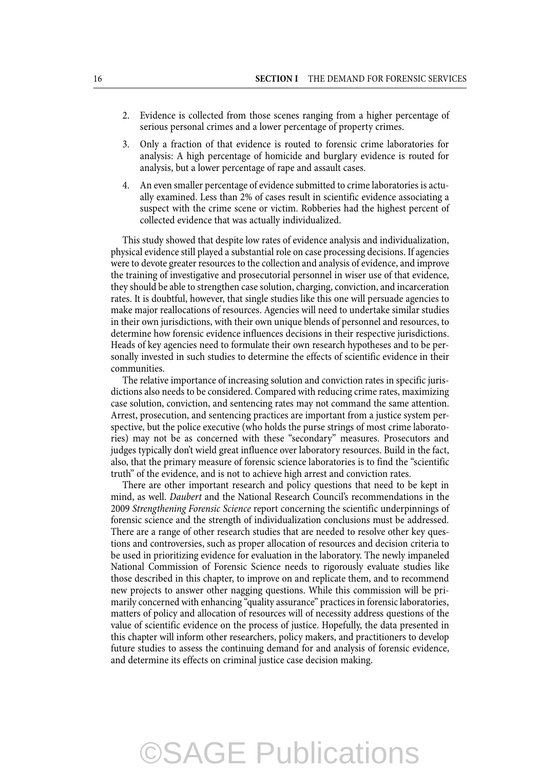2. Evidence is collected from those scenes ranging from a higher percentage of serious personal crimes and a lower percentage of property crimes.

3. Only a fraction of that evidence is routed to forensic crime laboratories for analysis: A high percentage of homicide and burglary evidence is routed for analysis, but a lower percentage of rape and assault cases.

4. An even smaller percentage of evidence submitted to crime laboratories is actually examined. Less than 2% of cases result in scientific evidence associating a suspect with the crime scene or victim. Robberies had the highest percent of collected evidence that was actually individualized.

This study showed that despite low rates of evidence analysis and individualization, physical evidence still played a substantial role on case processing decisions. If agencies were to devote greater resources to the collection and analysis of evidence, and improve the training of investigative and prosecutorial personnel in wiser use of that evidence, they should be able to strengthen case solution, charging, conviction, and incarceration rates. It is doubtful, however, that single studies like this one will persuade agencies to make major reallocations of resources. Agencies will need to undertake similar studies in their own jurisdictions, with their own unique blends of personnel and resources, to determine how forensic evidence influences decisions in their respective jurisdictions. Heads of key agencies need to formulate their own research hypotheses and to be personally invested in such studies to determine the effects of scientific evidence in their communities.

The relative importance of increasing solution and conviction rates in specific jurisdictions also needs to be considered. Compared with reducing crime rates, maximizing case solution, conviction, and sentencing rates may not command the same attention. Arrest, prosecution, and sentencing practices are important from a justice system perspective, but the police executive (who holds the purse strings of most crime laboratories) may not be as concerned with these "secondary" measures. Prosecutors and judges typically don't wield great influence over laboratory resources. Build in the fact, also, that the primary measure of forensic science laboratories is to find the "scientific truth" of the evidence, and is not to achieve high arrest and conviction rates.

There are other important research and policy questions that need to be kept in mind, as well. *Daubert* and the National Research Council's recommendations in the 2009 *Strengthening Forensic Science* report concerning the scientific underpinnings of forensic science and the strength of individualization conclusions must be addressed. There are a range of other research studies that are needed to resolve other key questions and controversies, such as proper allocation of resources and decision criteria to be used in prioritizing evidence for evaluation in the laboratory. The newly impaneled National Commission of Forensic Science needs to rigorously evaluate studies like those described in this chapter, to improve on and replicate them, and to recommend new projects to answer other nagging questions. While this commission will be primarily concerned with enhancing "quality assurance" practices in forensic laboratories, matters of policy and allocation of resources will of necessity address questions of the value of scientific evidence on the process of justice. Hopefully, the data presented in this chapter will inform other researchers, policy makers, and practitioners to develop future studies to assess the continuing demand for and analysis of forensic evidence, and determine its effects on criminal justice case decision making.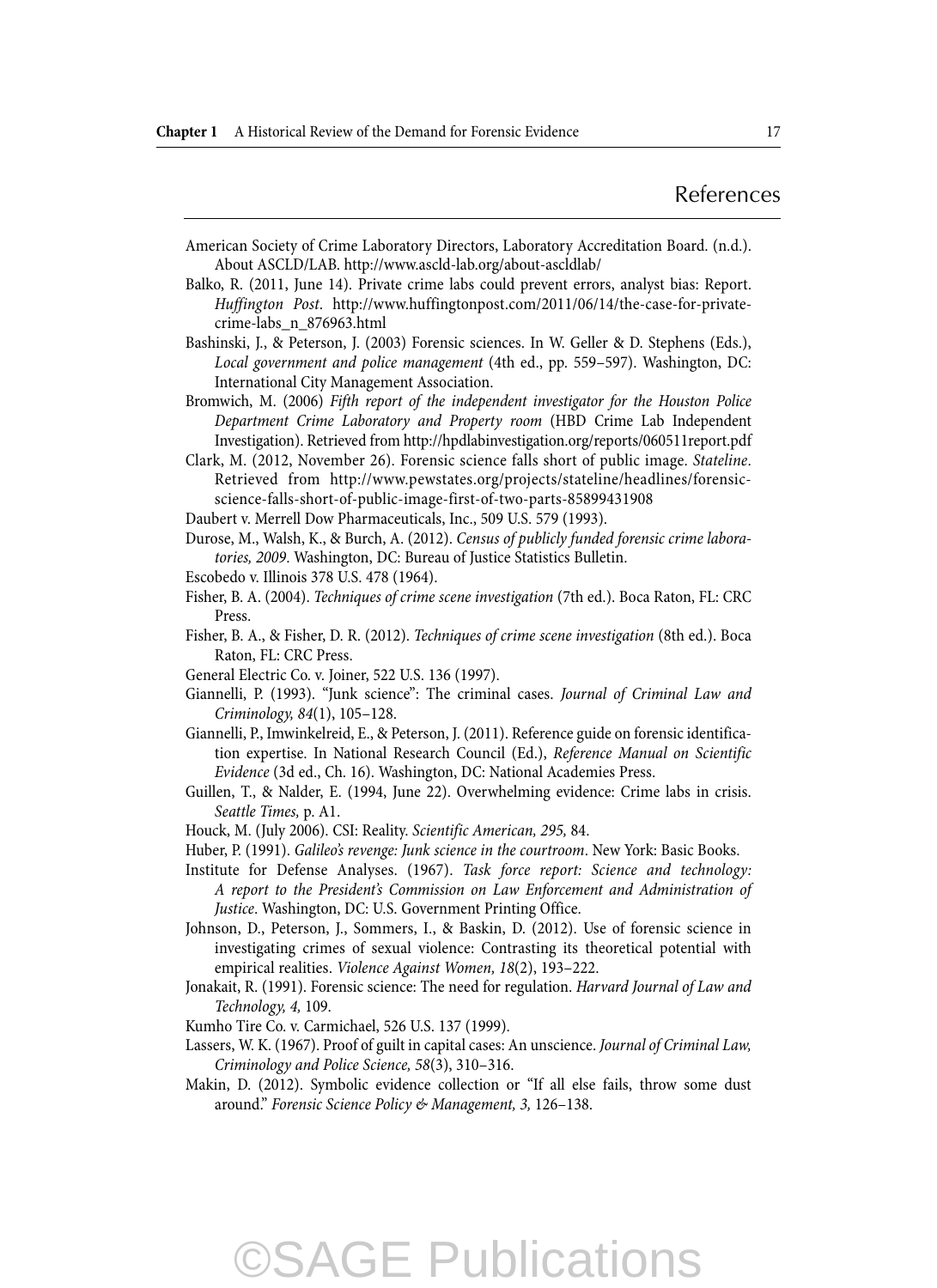## References

American Society of Crime Laboratory Directors, Laboratory Accreditation Board. (n.d.). About ASCLD/LAB. http://www.ascld-lab.org/about-ascldlab/

Balko, R. (2011, June 14). Private crime labs could prevent errors, analyst bias: Report. *Huffington Post*. http://www.huffingtonpost.com/2011/06/14/the-case-for-private-crime-labs_n_876963.html

Bashinski, J., & Peterson, J. (2003) Forensic sciences. In W. Geller & D. Stephens (Eds.), *Local government and police management* (4th ed., pp. 559–597). Washington, DC: International City Management Association.

Bromwich, M. (2006) *Fifth report of the independent investigator for the Houston Police Department Crime Laboratory and Property room* (HBD Crime Lab Independent Investigation). Retrieved from http://hpdlabinvestigation.org/reports/060511report.pdf

Clark, M. (2012, November 26). Forensic science falls short of public image. *Stateline*. Retrieved from http://www.pewstates.org/projects/stateline/headlines/forensic-science-falls-short-of-public-image-first-of-two-parts-85899431908

Daubert v. Merrell Dow Pharmaceuticals, Inc., 509 U.S. 579 (1993).

Durose, M., Walsh, K., & Burch, A. (2012). *Census of publicly funded forensic crime laboratories, 2009*. Washington, DC: Bureau of Justice Statistics Bulletin.

Escobedo v. Illinois 378 U.S. 478 (1964).

Fisher, B. A. (2004). *Techniques of crime scene investigation* (7th ed.). Boca Raton, FL: CRC Press.

Fisher, B. A., & Fisher, D. R. (2012). *Techniques of crime scene investigation* (8th ed.). Boca Raton, FL: CRC Press.

General Electric Co. v. Joiner, 522 U.S. 136 (1997).

Giannelli, P. (1993). "Junk science": The criminal cases. *Journal of Criminal Law and Criminology, 84*(1), 105–128.

Giannelli, P., Imwinkelreid, E., & Peterson, J. (2011). Reference guide on forensic identification expertise. In National Research Council (Ed.), *Reference Manual on Scientific Evidence* (3d ed., Ch. 16). Washington, DC: National Academies Press.

Guillen, T., & Nalder, E. (1994, June 22). Overwhelming evidence: Crime labs in crisis. *Seattle Times,* p. A1.

Houck, M. (July 2006). CSI: Reality. *Scientific American, 295,* 84.

Huber, P. (1991). *Galileo's revenge: Junk science in the courtroom*. New York: Basic Books.

Institute for Defense Analyses. (1967). *Task force report: Science and technology: A report to the President's Commission on Law Enforcement and Administration of Justice*. Washington, DC: U.S. Government Printing Office.

Johnson, D., Peterson, J., Sommers, I., & Baskin, D. (2012). Use of forensic science in investigating crimes of sexual violence: Contrasting its theoretical potential with empirical realities. *Violence Against Women, 18*(2), 193–222.

Jonakait, R. (1991). Forensic science: The need for regulation. *Harvard Journal of Law and Technology, 4,* 109.

Kumho Tire Co. v. Carmichael, 526 U.S. 137 (1999).

Lassers, W. K. (1967). Proof of guilt in capital cases: An unscience. *Journal of Criminal Law, Criminology and Police Science, 58*(3), 310–316.

Makin, D. (2012). Symbolic evidence collection or "If all else fails, throw some dust around." *Forensic Science Policy & Management, 3,* 126–138.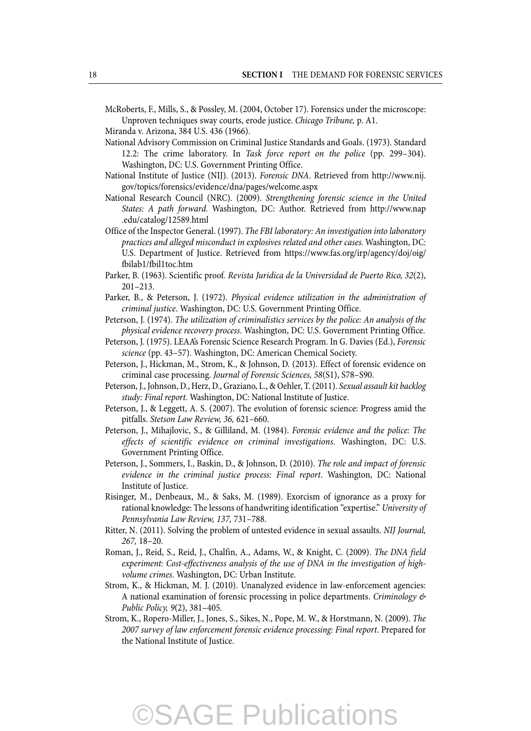McRoberts, F., Mills, S., & Possley, M. (2004, October 17). Forensics under the microscope: Unproven techniques sway courts, erode justice. *Chicago Tribune,* p. A1.

Miranda v. Arizona, 384 U.S. 436 (1966).

National Advisory Commission on Criminal Justice Standards and Goals. (1973). Standard 12.2: The crime laboratory. In *Task force report on the police* (pp. 299–304). Washington, DC: U.S. Government Printing Office.

National Institute of Justice (NIJ). (2013). *Forensic DNA*. Retrieved from http://www.nij.gov/topics/forensics/evidence/dna/pages/welcome.aspx

National Research Council (NRC). (2009). *Strengthening forensic science in the United States: A path forward.* Washington, DC: Author. Retrieved from http://www.nap.edu/catalog/12589.html

Office of the Inspector General. (1997). *The FBI laboratory: An investigation into laboratory practices and alleged misconduct in explosives related and other cases.* Washington, DC: U.S. Department of Justice. Retrieved from https://www.fas.org/irp/agency/doj/oig/fbilab1/fbil1toc.htm

Parker, B. (1963). Scientific proof. *Revista Juridica de la Universidad de Puerto Rico, 32*(2), 201–213.

Parker, B., & Peterson, J. (1972). *Physical evidence utilization in the administration of criminal justice*. Washington, DC: U.S. Government Printing Office.

Peterson, J. (1974). *The utilization of criminalistics services by the police: An analysis of the physical evidence recovery process*. Washington, DC: U.S. Government Printing Office.

Peterson, J. (1975). LEAA's Forensic Science Research Program. In G. Davies (Ed.), *Forensic science* (pp. 43–57). Washington, DC: American Chemical Society.

Peterson, J., Hickman, M., Strom, K., & Johnson, D. (2013). Effect of forensic evidence on criminal case processing. *Journal of Forensic Sciences, 58*(S1), S78–S90.

Peterson, J., Johnson, D., Herz, D., Graziano, L., & Oehler, T. (2011). *Sexual assault kit backlog study: Final report*. Washington, DC: National Institute of Justice.

Peterson, J., & Leggett, A. S. (2007). The evolution of forensic science: Progress amid the pitfalls. *Stetson Law Review, 36,* 621–660.

Peterson, J., Mihajlovic, S., & Gilliland, M. (1984). *Forensic evidence and the police: The effects of scientific evidence on criminal investigations*. Washington, DC: U.S. Government Printing Office.

Peterson, J., Sommers, I., Baskin, D., & Johnson, D. (2010). *The role and impact of forensic evidence in the criminal justice process: Final report*. Washington, DC: National Institute of Justice.

Risinger, M., Denbeaux, M., & Saks, M. (1989). Exorcism of ignorance as a proxy for rational knowledge: The lessons of handwriting identification "expertise." *University of Pennsylvania Law Review, 137,* 731–788.

Ritter, N. (2011). Solving the problem of untested evidence in sexual assaults. *NIJ Journal, 267,* 18–20.

Roman, J., Reid, S., Reid, J., Chalfin, A., Adams, W., & Knight, C. (2009). *The DNA field experiment: Cost-effectiveness analysis of the use of DNA in the investigation of high-volume crimes*. Washington, DC: Urban Institute.

Strom, K., & Hickman, M. J. (2010). Unanalyzed evidence in law-enforcement agencies: A national examination of forensic processing in police departments. *Criminology & Public Policy, 9*(2), 381–405.

Strom, K., Ropero-Miller, J., Jones, S., Sikes, N., Pope, M. W., & Horstmann, N. (2009). *The 2007 survey of law enforcement forensic evidence processing: Final report*. Prepared for the National Institute of Justice.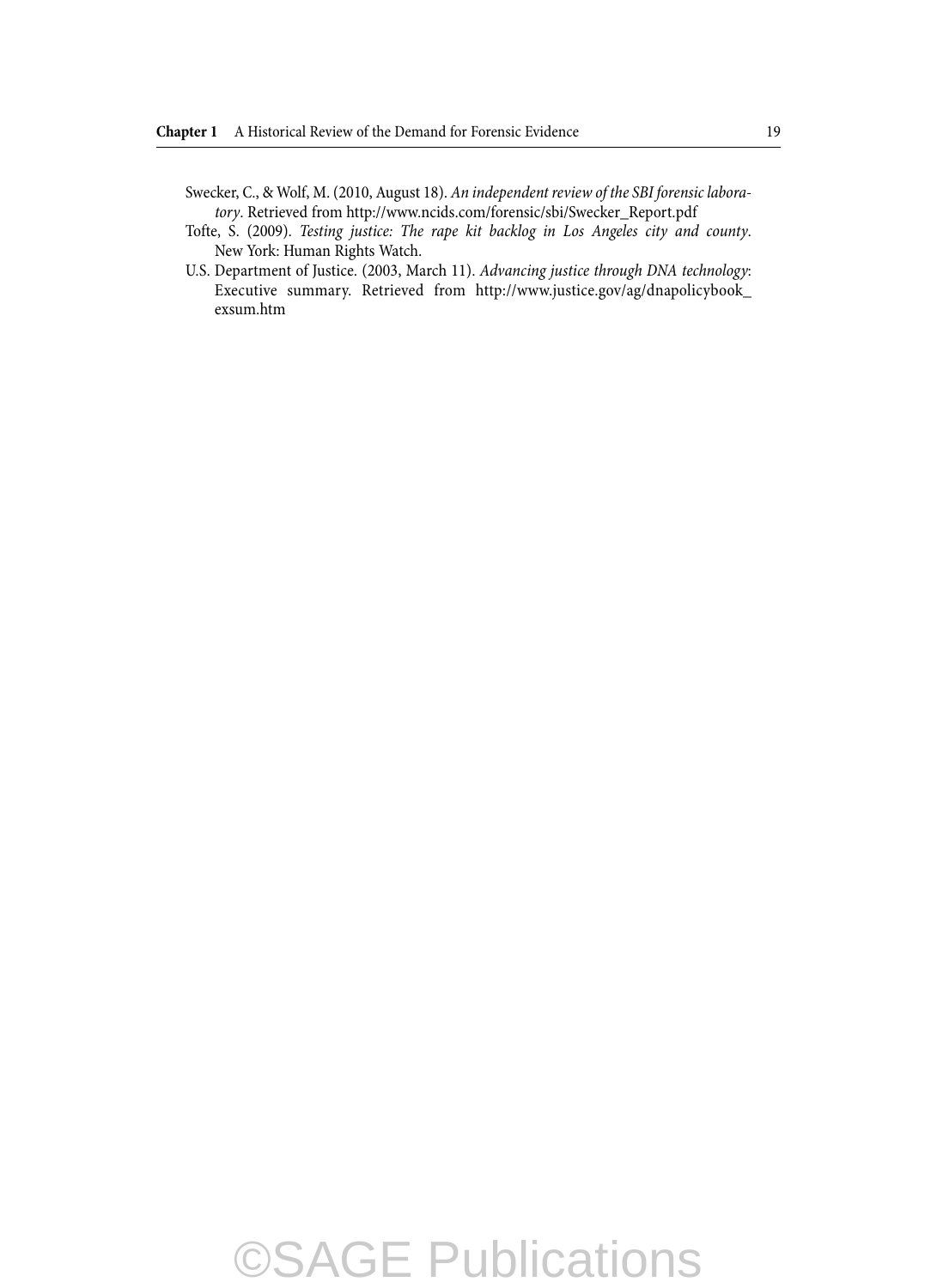Swecker, C., & Wolf, M. (2010, August 18). *An independent review of the SBI forensic laboratory*. Retrieved from http://www.ncids.com/forensic/sbi/Swecker_Report.pdf

Tofte, S. (2009). *Testing justice: The rape kit backlog in Los Angeles city and county*. New York: Human Rights Watch.

U.S. Department of Justice. (2003, March 11). *Advancing justice through DNA technology*: Executive summary. Retrieved from http://www.justice.gov/ag/dnapolicybook_exsum.htm

©SAGE Publications